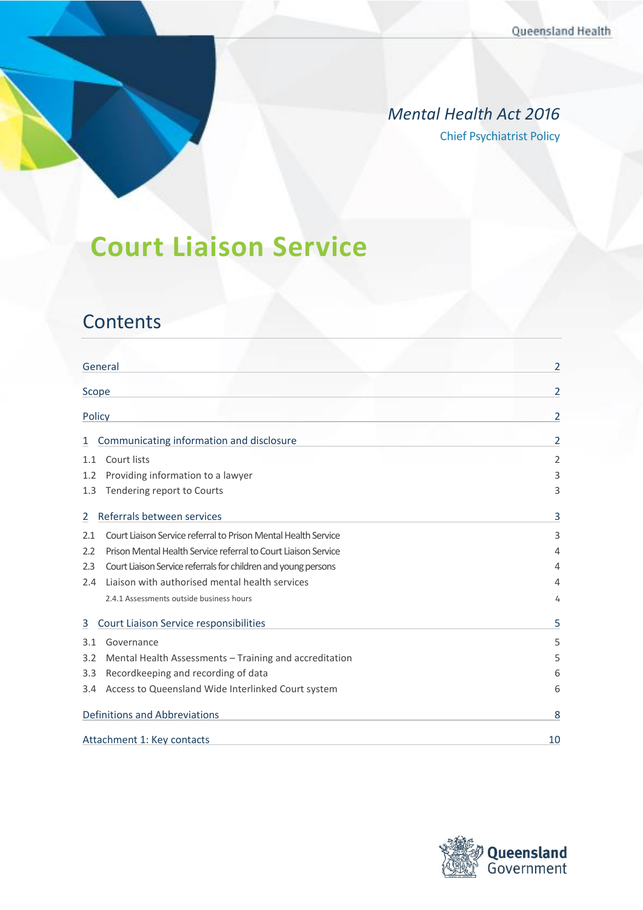*Mental Health Act 2016*

Chief Psychiatrist Policy

# Court Liaison Service

## Contents

| | |
|---|---|
| General | 2 |
| Scope | 2 |
| Policy | 2 |
| 1 Communicating information and disclosure | 2 |
| 1.1 Court lists | 2 |
| 1.2 Providing information to a lawyer | 3 |
| 1.3 Tendering report to Courts | 3 |
| 2 Referrals between services | 3 |
| 2.1 Court Liaison Service referral to Prison Mental Health Service | 3 |
| 2.2 Prison Mental Health Service referral to Court Liaison Service | 4 |
| 2.3 Court Liaison Service referrals for children and young persons | 4 |
| 2.4 Liaison with authorised mental health services | 4 |
| 2.4.1 Assessments outside business hours | 4 |
| 3 Court Liaison Service responsibilities | 5 |
| 3.1 Governance | 5 |
| 3.2 Mental Health Assessments – Training and accreditation | 5 |
| 3.3 Recordkeeping and recording of data | 6 |
| 3.4 Access to Queensland Wide Interlinked Court system | 6 |
| Definitions and Abbreviations | 8 |
| Attachment 1: Key contacts | 10 |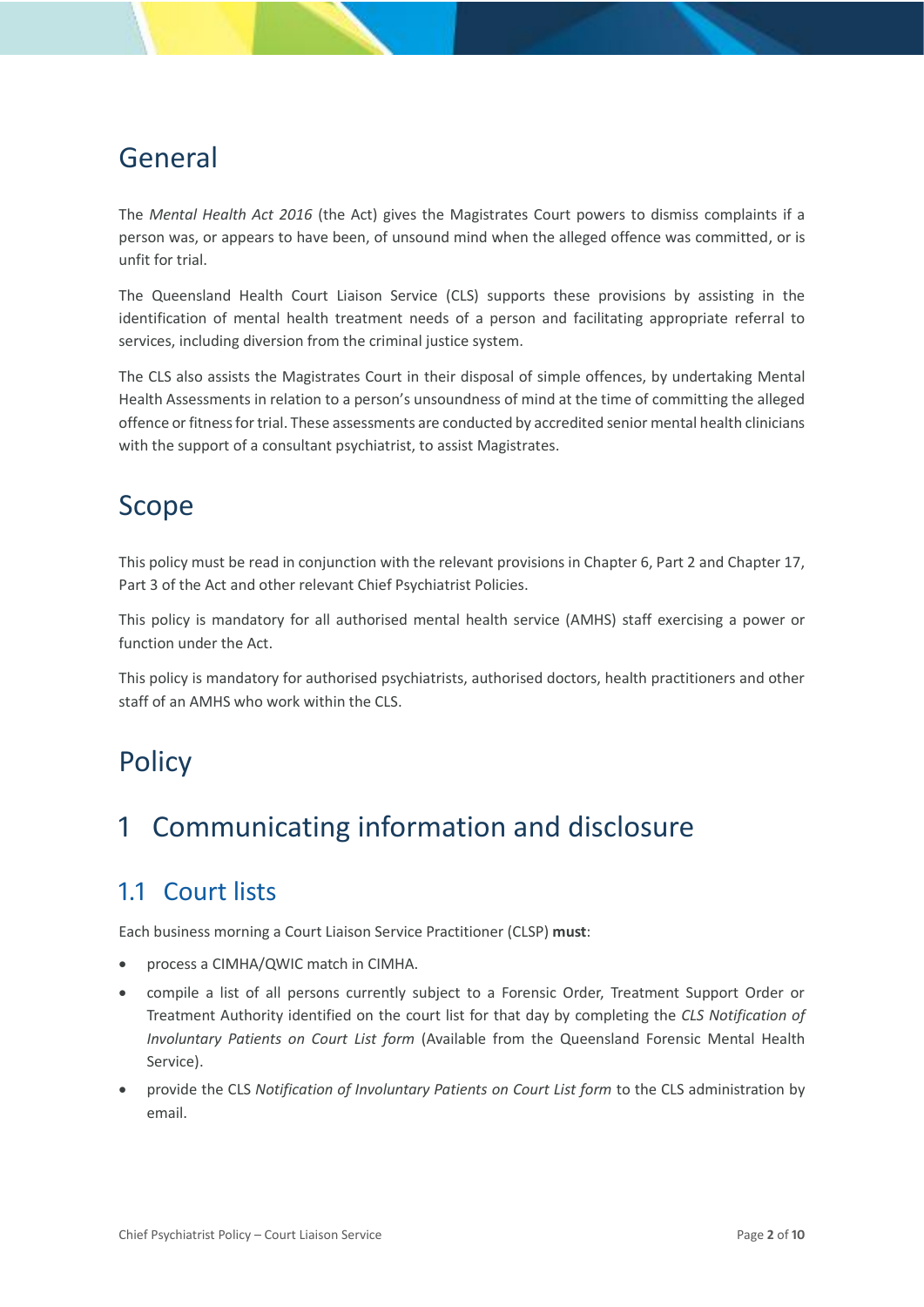# General

The *Mental Health Act 2016* (the Act) gives the Magistrates Court powers to dismiss complaints if a person was, or appears to have been, of unsound mind when the alleged offence was committed, or is unfit for trial.

The Queensland Health Court Liaison Service (CLS) supports these provisions by assisting in the identification of mental health treatment needs of a person and facilitating appropriate referral to services, including diversion from the criminal justice system.

The CLS also assists the Magistrates Court in their disposal of simple offences, by undertaking Mental Health Assessments in relation to a person's unsoundness of mind at the time of committing the alleged offence or fitness for trial. These assessments are conducted by accredited senior mental health clinicians with the support of a consultant psychiatrist, to assist Magistrates.

# Scope

This policy must be read in conjunction with the relevant provisions in Chapter 6, Part 2 and Chapter 17, Part 3 of the Act and other relevant Chief Psychiatrist Policies.

This policy is mandatory for all authorised mental health service (AMHS) staff exercising a power or function under the Act.

This policy is mandatory for authorised psychiatrists, authorised doctors, health practitioners and other staff of an AMHS who work within the CLS.

# Policy

# 1 Communicating information and disclosure

## 1.1 Court lists

Each business morning a Court Liaison Service Practitioner (CLSP) **must**:

- process a CIMHA/QWIC match in CIMHA.
- compile a list of all persons currently subject to a Forensic Order, Treatment Support Order or Treatment Authority identified on the court list for that day by completing the *CLS Notification of Involuntary Patients on Court List form* (Available from the Queensland Forensic Mental Health Service).
- provide the CLS *Notification of Involuntary Patients on Court List form* to the CLS administration by email.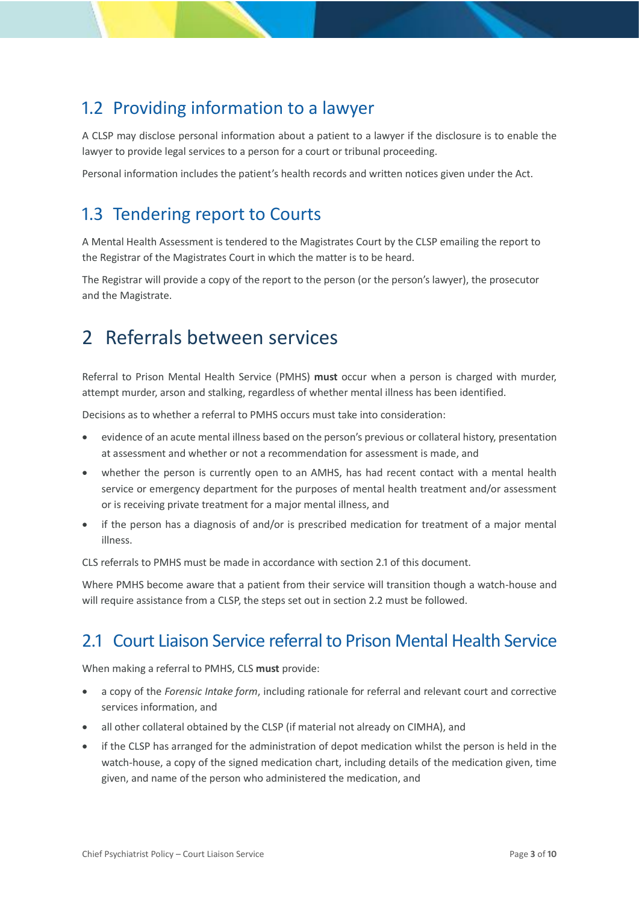## 1.2 Providing information to a lawyer

A CLSP may disclose personal information about a patient to a lawyer if the disclosure is to enable the lawyer to provide legal services to a person for a court or tribunal proceeding.

Personal information includes the patient's health records and written notices given under the Act.

## 1.3 Tendering report to Courts

A Mental Health Assessment is tendered to the Magistrates Court by the CLSP emailing the report to the Registrar of the Magistrates Court in which the matter is to be heard.

The Registrar will provide a copy of the report to the person (or the person's lawyer), the prosecutor and the Magistrate.

# 2 Referrals between services

Referral to Prison Mental Health Service (PMHS) **must** occur when a person is charged with murder, attempt murder, arson and stalking, regardless of whether mental illness has been identified.

Decisions as to whether a referral to PMHS occurs must take into consideration:

- evidence of an acute mental illness based on the person's previous or collateral history, presentation at assessment and whether or not a recommendation for assessment is made, and
- whether the person is currently open to an AMHS, has had recent contact with a mental health service or emergency department for the purposes of mental health treatment and/or assessment or is receiving private treatment for a major mental illness, and
- if the person has a diagnosis of and/or is prescribed medication for treatment of a major mental illness.

CLS referrals to PMHS must be made in accordance with section 2.1 of this document.

Where PMHS become aware that a patient from their service will transition though a watch-house and will require assistance from a CLSP, the steps set out in section 2.2 must be followed.

## 2.1 Court Liaison Service referral to Prison Mental Health Service

When making a referral to PMHS, CLS **must** provide:

- a copy of the *Forensic Intake form*, including rationale for referral and relevant court and corrective services information, and
- all other collateral obtained by the CLSP (if material not already on CIMHA), and
- if the CLSP has arranged for the administration of depot medication whilst the person is held in the watch-house, a copy of the signed medication chart, including details of the medication given, time given, and name of the person who administered the medication, and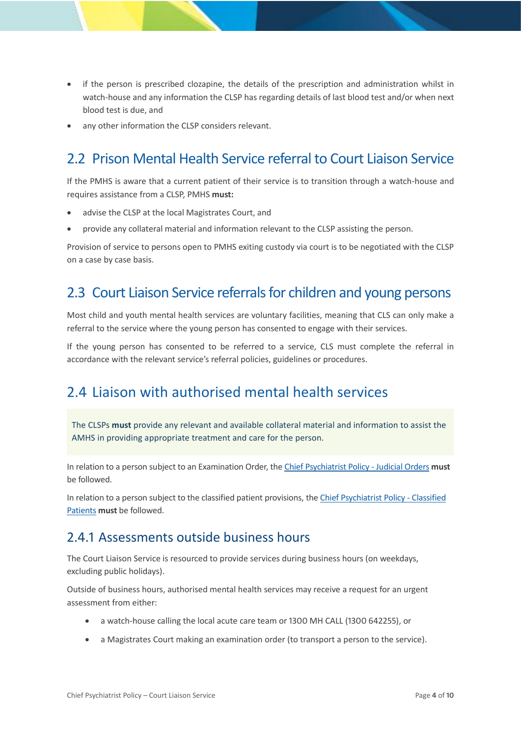- if the person is prescribed clozapine, the details of the prescription and administration whilst in watch-house and any information the CLSP has regarding details of last blood test and/or when next blood test is due, and
- any other information the CLSP considers relevant.

## 2.2 Prison Mental Health Service referral to Court Liaison Service

If the PMHS is aware that a current patient of their service is to transition through a watch-house and requires assistance from a CLSP, PMHS **must:**

- advise the CLSP at the local Magistrates Court, and
- provide any collateral material and information relevant to the CLSP assisting the person.

Provision of service to persons open to PMHS exiting custody via court is to be negotiated with the CLSP on a case by case basis.

## 2.3 Court Liaison Service referrals for children and young persons

Most child and youth mental health services are voluntary facilities, meaning that CLS can only make a referral to the service where the young person has consented to engage with their services.

If the young person has consented to be referred to a service, CLS must complete the referral in accordance with the relevant service's referral policies, guidelines or procedures.

## 2.4 Liaison with authorised mental health services

The CLSPs **must** provide any relevant and available collateral material and information to assist the AMHS in providing appropriate treatment and care for the person.

In relation to a person subject to an Examination Order, the Chief Psychiatrist Policy - Judicial Orders **must** be followed.

In relation to a person subject to the classified patient provisions, the Chief Psychiatrist Policy - Classified Patients **must** be followed.

### 2.4.1 Assessments outside business hours

The Court Liaison Service is resourced to provide services during business hours (on weekdays, excluding public holidays).

Outside of business hours, authorised mental health services may receive a request for an urgent assessment from either:

- a watch-house calling the local acute care team or 1300 MH CALL (1300 642255), or
- a Magistrates Court making an examination order (to transport a person to the service).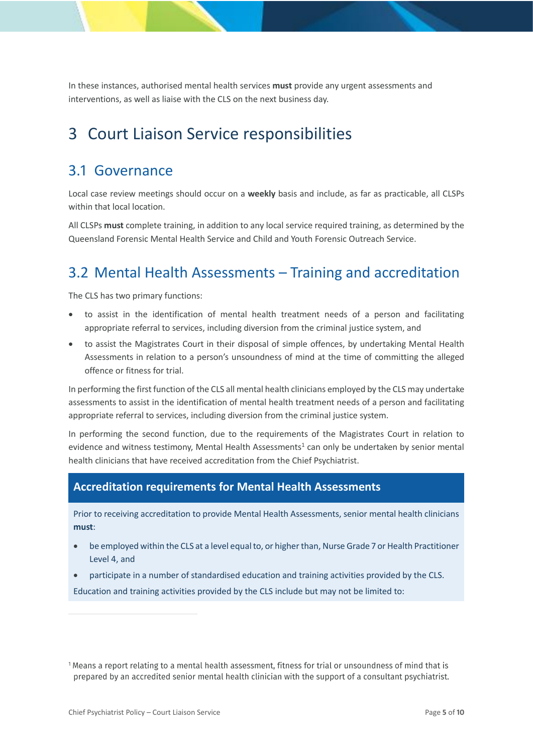In these instances, authorised mental health services **must** provide any urgent assessments and interventions, as well as liaise with the CLS on the next business day.

# 3 Court Liaison Service responsibilities

## 3.1 Governance

Local case review meetings should occur on a **weekly** basis and include, as far as practicable, all CLSPs within that local location.

All CLSPs **must** complete training, in addition to any local service required training, as determined by the Queensland Forensic Mental Health Service and Child and Youth Forensic Outreach Service.

## 3.2 Mental Health Assessments – Training and accreditation

The CLS has two primary functions:

- to assist in the identification of mental health treatment needs of a person and facilitating appropriate referral to services, including diversion from the criminal justice system, and
- to assist the Magistrates Court in their disposal of simple offences, by undertaking Mental Health Assessments in relation to a person's unsoundness of mind at the time of committing the alleged offence or fitness for trial.

In performing the first function of the CLS all mental health clinicians employed by the CLS may undertake assessments to assist in the identification of mental health treatment needs of a person and facilitating appropriate referral to services, including diversion from the criminal justice system.

In performing the second function, due to the requirements of the Magistrates Court in relation to evidence and witness testimony, Mental Health Assessments[1] can only be undertaken by senior mental health clinicians that have received accreditation from the Chief Psychiatrist.

**Accreditation requirements for Mental Health Assessments**

Prior to receiving accreditation to provide Mental Health Assessments, senior mental health clinicians **must**:

- be employed within the CLS at a level equal to, or higher than, Nurse Grade 7 or Health Practitioner Level 4, and
- participate in a number of standardised education and training activities provided by the CLS.

Education and training activities provided by the CLS include but may not be limited to:

[1] Means a report relating to a mental health assessment, fitness for trial or unsoundness of mind that is prepared by an accredited senior mental health clinician with the support of a consultant psychiatrist.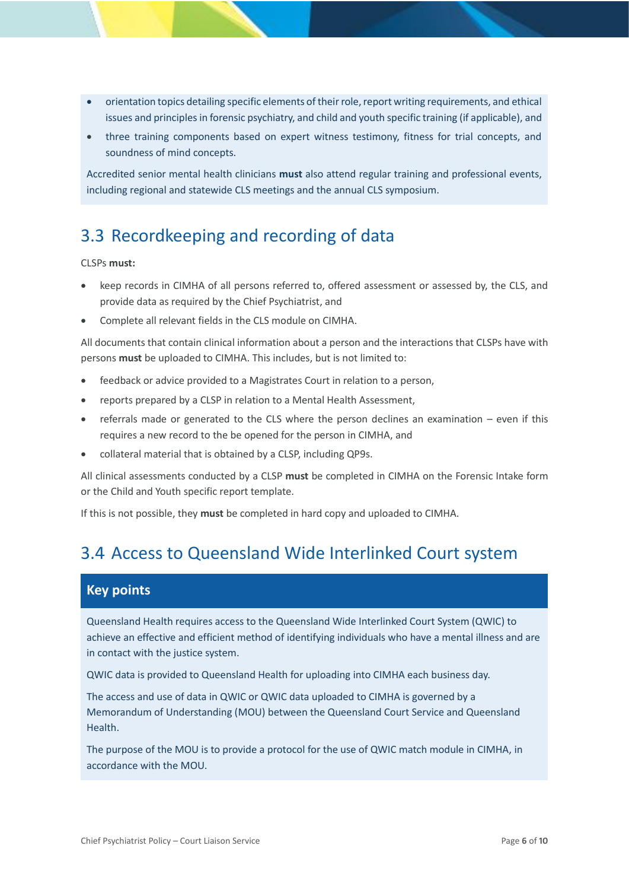- orientation topics detailing specific elements of their role, report writing requirements, and ethical issues and principles in forensic psychiatry, and child and youth specific training (if applicable), and
- three training components based on expert witness testimony, fitness for trial concepts, and soundness of mind concepts.

Accredited senior mental health clinicians **must** also attend regular training and professional events, including regional and statewide CLS meetings and the annual CLS symposium.

## 3.3 Recordkeeping and recording of data

CLSPs **must:**

- keep records in CIMHA of all persons referred to, offered assessment or assessed by, the CLS, and provide data as required by the Chief Psychiatrist, and
- Complete all relevant fields in the CLS module on CIMHA.

All documents that contain clinical information about a person and the interactions that CLSPs have with persons **must** be uploaded to CIMHA. This includes, but is not limited to:

- feedback or advice provided to a Magistrates Court in relation to a person,
- reports prepared by a CLSP in relation to a Mental Health Assessment,
- referrals made or generated to the CLS where the person declines an examination – even if this requires a new record to the be opened for the person in CIMHA, and
- collateral material that is obtained by a CLSP, including QP9s.

All clinical assessments conducted by a CLSP **must** be completed in CIMHA on the Forensic Intake form or the Child and Youth specific report template.

If this is not possible, they **must** be completed in hard copy and uploaded to CIMHA.

## 3.4 Access to Queensland Wide Interlinked Court system

### Key points

Queensland Health requires access to the Queensland Wide Interlinked Court System (QWIC) to achieve an effective and efficient method of identifying individuals who have a mental illness and are in contact with the justice system.

QWIC data is provided to Queensland Health for uploading into CIMHA each business day.

The access and use of data in QWIC or QWIC data uploaded to CIMHA is governed by a Memorandum of Understanding (MOU) between the Queensland Court Service and Queensland Health.

The purpose of the MOU is to provide a protocol for the use of QWIC match module in CIMHA, in accordance with the MOU.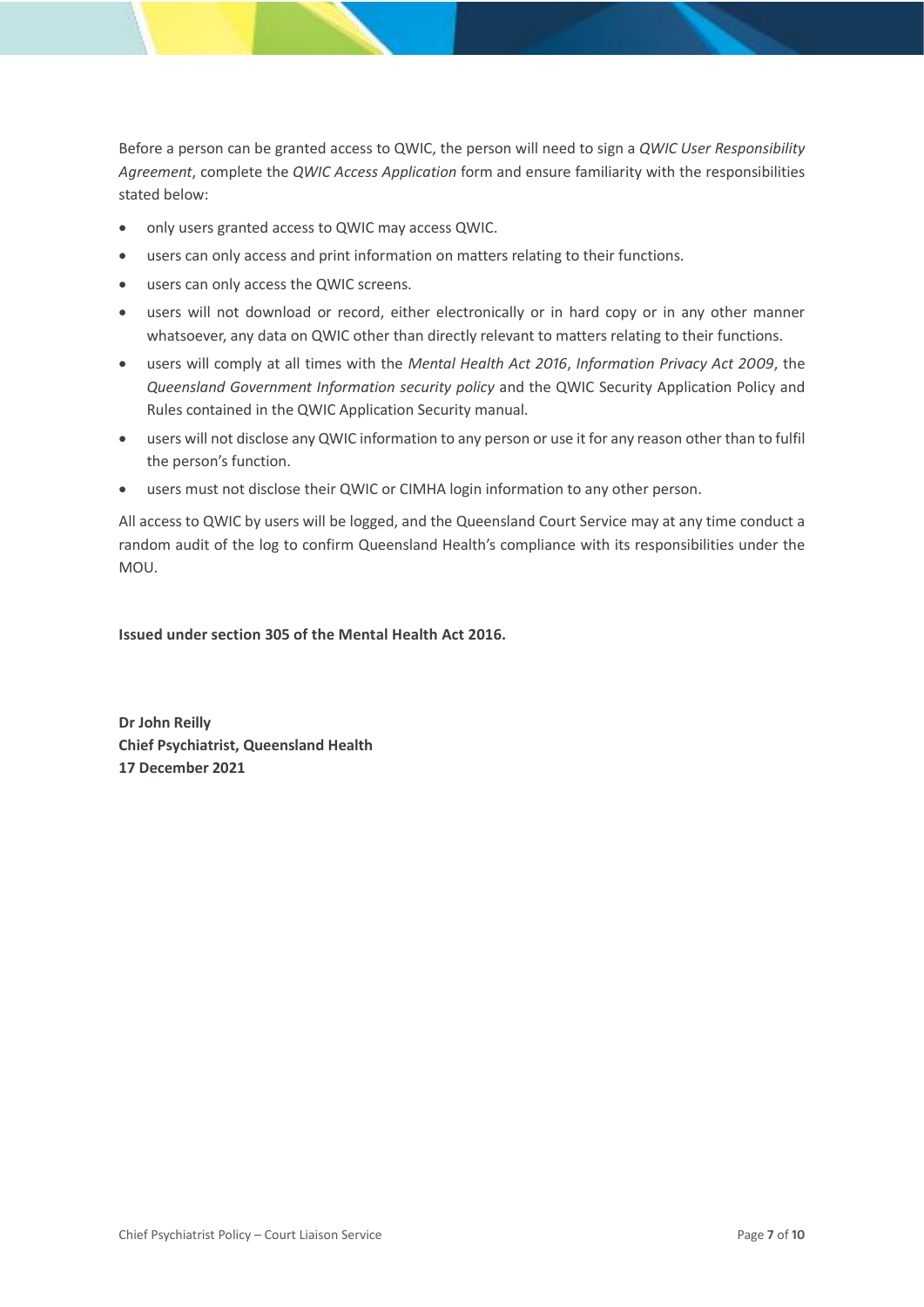Before a person can be granted access to QWIC, the person will need to sign a *QWIC User Responsibility Agreement*, complete the *QWIC Access Application* form and ensure familiarity with the responsibilities stated below:

- only users granted access to QWIC may access QWIC.
- users can only access and print information on matters relating to their functions.
- users can only access the QWIC screens.
- users will not download or record, either electronically or in hard copy or in any other manner whatsoever, any data on QWIC other than directly relevant to matters relating to their functions.
- users will comply at all times with the *Mental Health Act 2016*, *Information Privacy Act 2009*, the *Queensland Government Information security policy* and the QWIC Security Application Policy and Rules contained in the QWIC Application Security manual.
- users will not disclose any QWIC information to any person or use it for any reason other than to fulfil the person's function.
- users must not disclose their QWIC or CIMHA login information to any other person.

All access to QWIC by users will be logged, and the Queensland Court Service may at any time conduct a random audit of the log to confirm Queensland Health's compliance with its responsibilities under the MOU.

**Issued under section 305 of the Mental Health Act 2016.**

**Dr John Reilly**
**Chief Psychiatrist, Queensland Health**
**17 December 2021**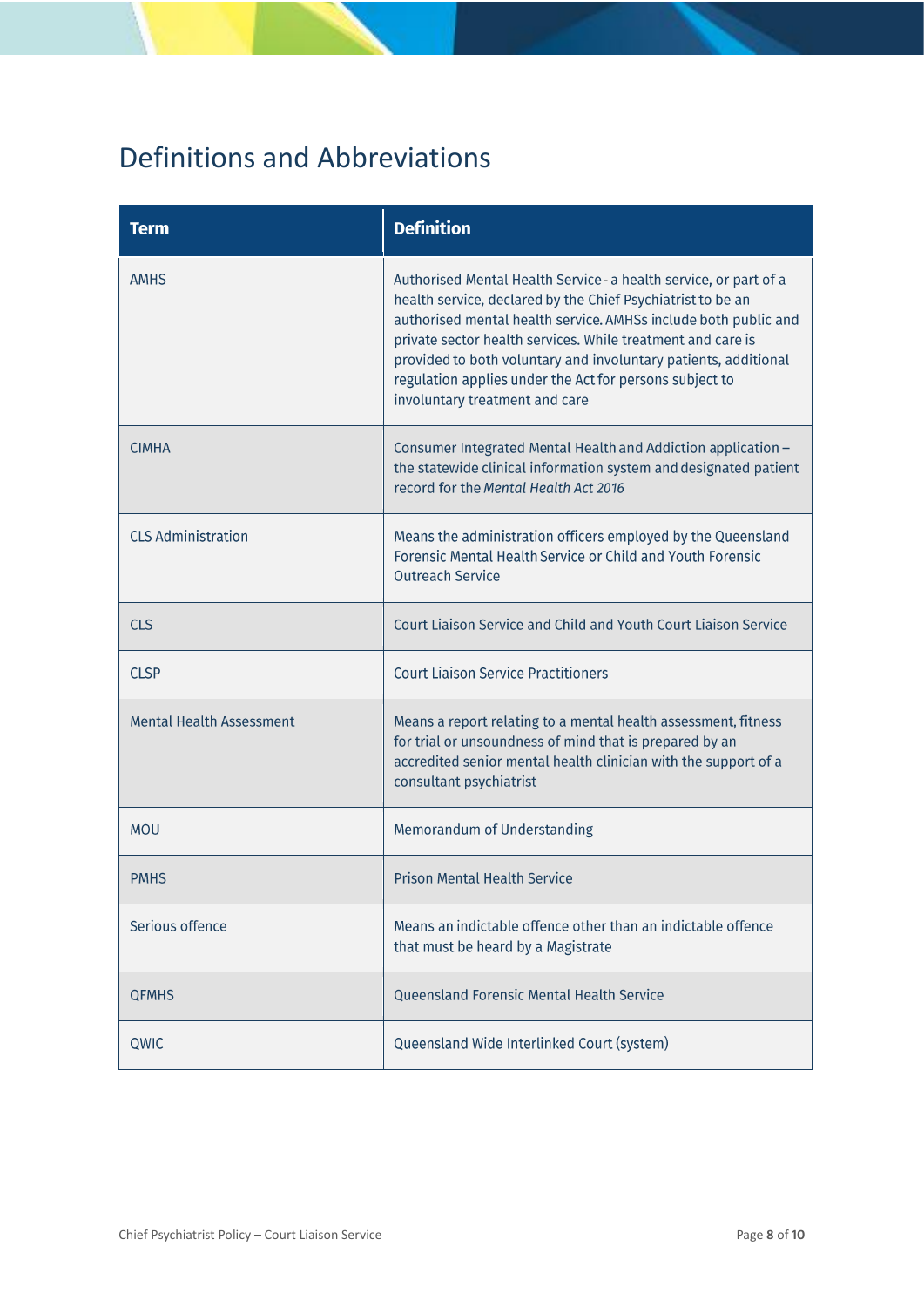# Definitions and Abbreviations

| Term | Definition |
|---|---|
| AMHS | Authorised Mental Health Service - a health service, or part of a health service, declared by the Chief Psychiatrist to be an authorised mental health service. AMHSs include both public and private sector health services. While treatment and care is provided to both voluntary and involuntary patients, additional regulation applies under the Act for persons subject to involuntary treatment and care |
| CIMHA | Consumer Integrated Mental Health and Addiction application – the statewide clinical information system and designated patient record for the *Mental Health Act 2016* |
| CLS Administration | Means the administration officers employed by the Queensland Forensic Mental Health Service or Child and Youth Forensic Outreach Service |
| CLS | Court Liaison Service and Child and Youth Court Liaison Service |
| CLSP | Court Liaison Service Practitioners |
| Mental Health Assessment | Means a report relating to a mental health assessment, fitness for trial or unsoundness of mind that is prepared by an accredited senior mental health clinician with the support of a consultant psychiatrist |
| MOU | Memorandum of Understanding |
| PMHS | Prison Mental Health Service |
| Serious offence | Means an indictable offence other than an indictable offence that must be heard by a Magistrate |
| QFMHS | Queensland Forensic Mental Health Service |
| QWIC | Queensland Wide Interlinked Court (system) |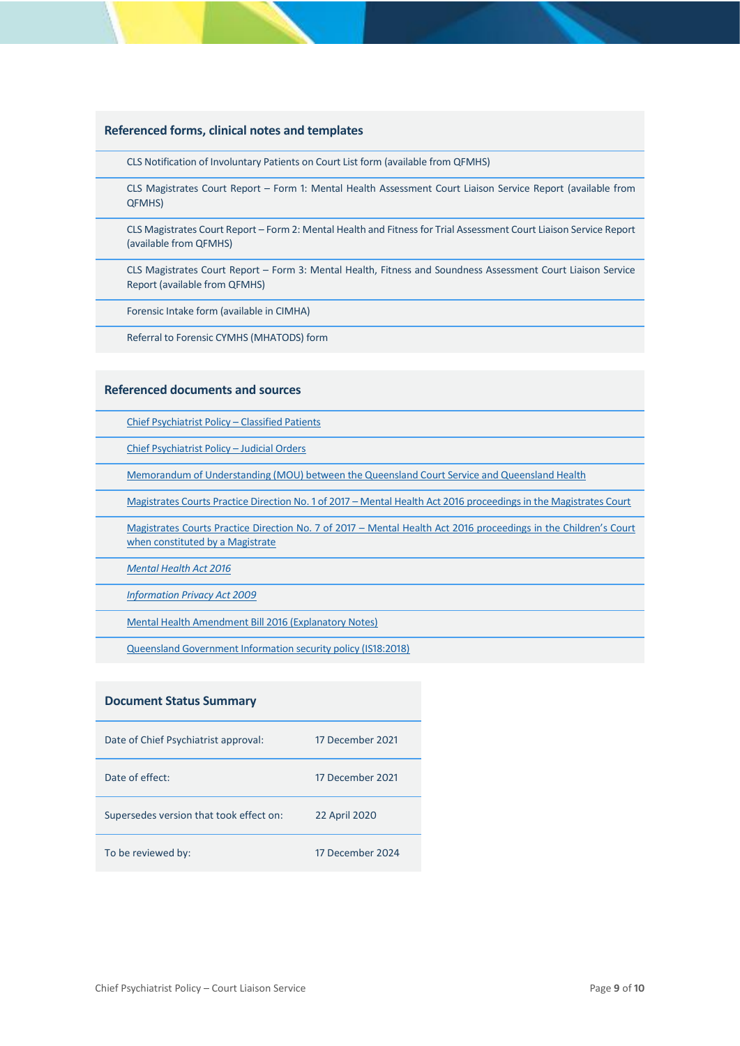## Referenced forms, clinical notes and templates

- CLS Notification of Involuntary Patients on Court List form (available from QFMHS)
- CLS Magistrates Court Report – Form 1: Mental Health Assessment Court Liaison Service Report (available from QFMHS)
- CLS Magistrates Court Report – Form 2: Mental Health and Fitness for Trial Assessment Court Liaison Service Report (available from QFMHS)
- CLS Magistrates Court Report – Form 3: Mental Health, Fitness and Soundness Assessment Court Liaison Service Report (available from QFMHS)
- Forensic Intake form (available in CIMHA)
- Referral to Forensic CYMHS (MHATODS) form

## Referenced documents and sources

- Chief Psychiatrist Policy – Classified Patients
- Chief Psychiatrist Policy – Judicial Orders
- Memorandum of Understanding (MOU) between the Queensland Court Service and Queensland Health
- Magistrates Courts Practice Direction No. 1 of 2017 – Mental Health Act 2016 proceedings in the Magistrates Court
- Magistrates Courts Practice Direction No. 7 of 2017 – Mental Health Act 2016 proceedings in the Children's Court when constituted by a Magistrate
- *Mental Health Act 2016*
- *Information Privacy Act 2009*
- Mental Health Amendment Bill 2016 (Explanatory Notes)
- Queensland Government Information security policy (IS18:2018)

## Document Status Summary

| | |
|---|---|
| Date of Chief Psychiatrist approval: | 17 December 2021 |
| Date of effect: | 17 December 2021 |
| Supersedes version that took effect on: | 22 April 2020 |
| To be reviewed by: | 17 December 2024 |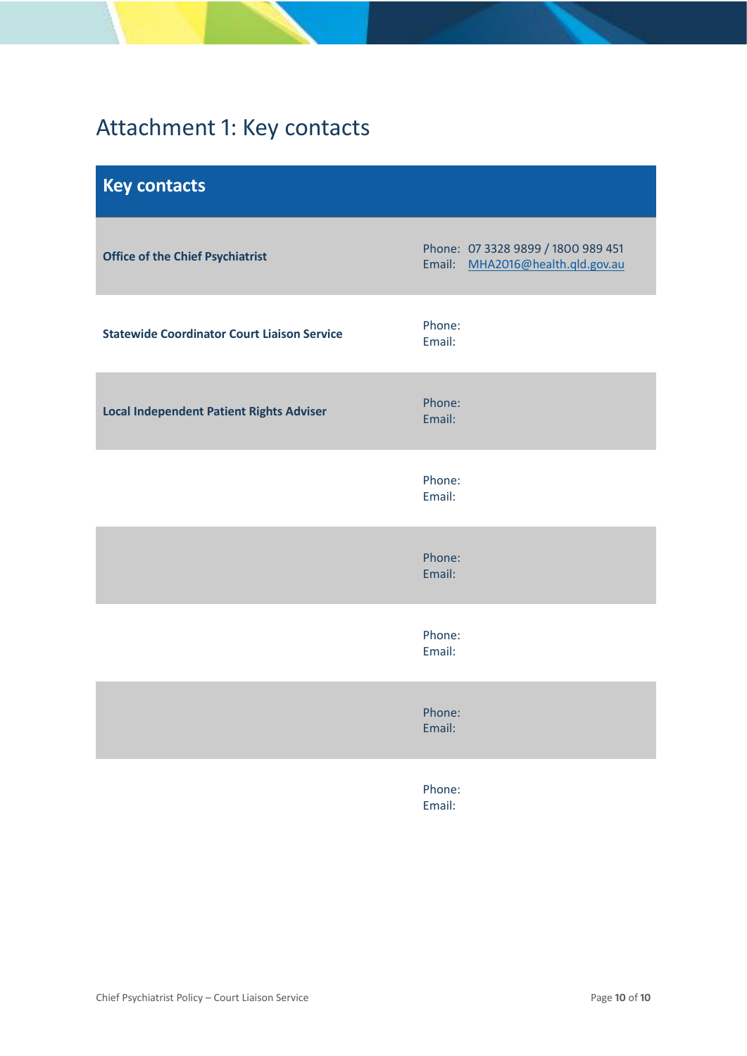# Attachment 1: Key contacts

| Key contacts | |
|---|---|
| **Office of the Chief Psychiatrist** | Phone: 07 3328 9899 / 1800 989 451<br>Email: MHA2016@health.qld.gov.au |
| **Statewide Coordinator Court Liaison Service** | Phone:<br>Email: |
| **Local Independent Patient Rights Adviser** | Phone:<br>Email: |
| | Phone:<br>Email: |
| | Phone:<br>Email: |
| | Phone:<br>Email: |
| | Phone:<br>Email: |
| | Phone:<br>Email: |